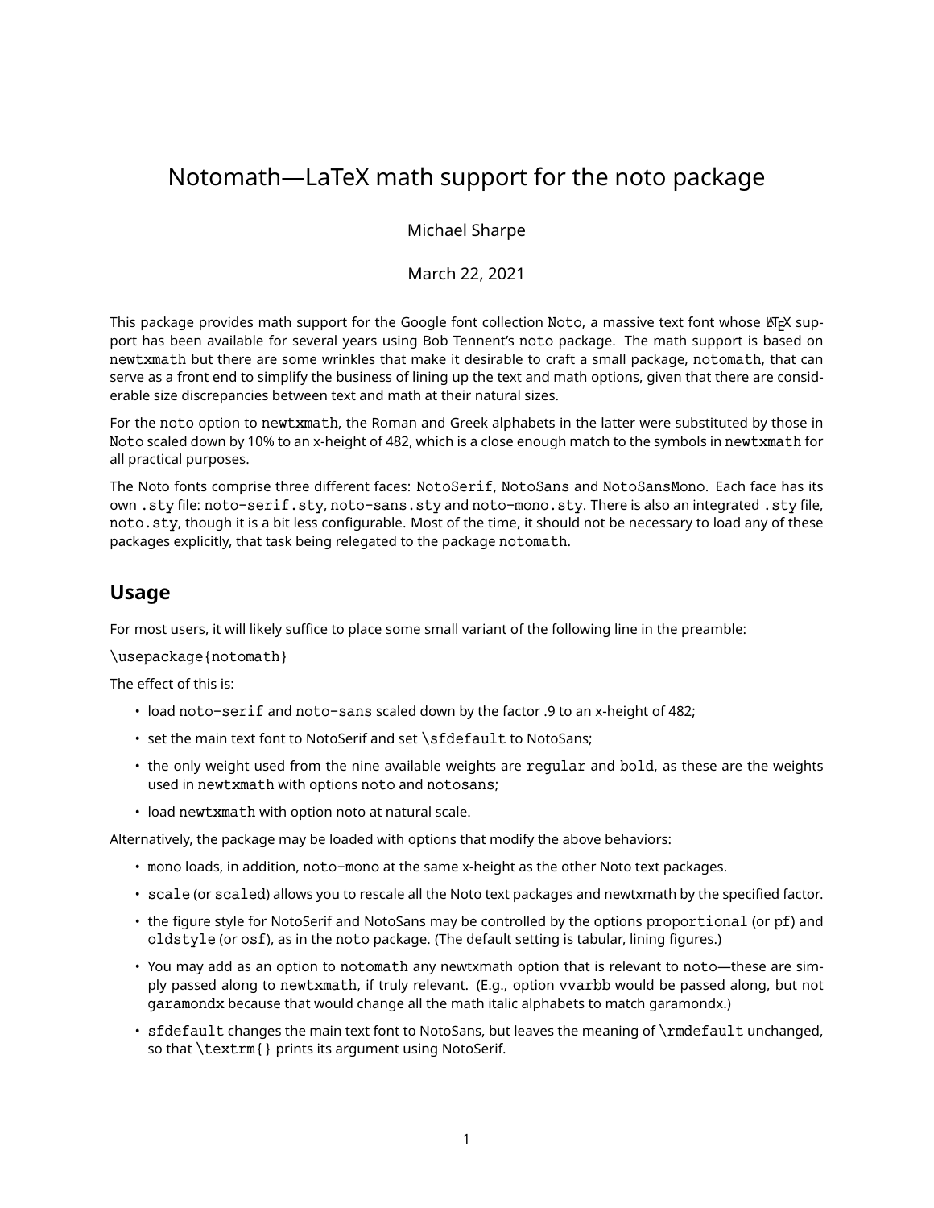# Notomath—LaTeX math support for the noto package

Michael Sharpe

March 22, 2021

This package provides math support for the Google font collection `Noto`, a massive text font whose LaTeX support has been available for several years using Bob Tennent's `noto` package. The math support is based on `newtxmath` but there are some wrinkles that make it desirable to craft a small package, `notomath`, that can serve as a front end to simplify the business of lining up the text and math options, given that there are considerable size discrepancies between text and math at their natural sizes.

For the `noto` option to `newtxmath`, the Roman and Greek alphabets in the latter were substituted by those in `Noto` scaled down by 10% to an x-height of 482, which is a close enough match to the symbols in `newtxmath` for all practical purposes.

The Noto fonts comprise three different faces: `NotoSerif`, `NotoSans` and `NotoSansMono`. Each face has its own `.sty` file: `noto-serif.sty`, `noto-sans.sty` and `noto-mono.sty`. There is also an integrated `.sty` file, `noto.sty`, though it is a bit less configurable. Most of the time, it should not be necessary to load any of these packages explicitly, that task being relegated to the package `notomath`.

## Usage

For most users, it will likely suffice to place some small variant of the following line in the preamble:

```
\usepackage{notomath}
```

The effect of this is:

- load `noto-serif` and `noto-sans` scaled down by the factor .9 to an x-height of 482;
- set the main text font to NotoSerif and set `\sfdefault` to NotoSans;
- the only weight used from the nine available weights are `regular` and `bold`, as these are the weights used in `newtxmath` with options `noto` and `notosans`;
- load `newtxmath` with option noto at natural scale.

Alternatively, the package may be loaded with options that modify the above behaviors:

- `mono` loads, in addition, `noto-mono` at the same x-height as the other Noto text packages.
- `scale` (or `scaled`) allows you to rescale all the Noto text packages and newtxmath by the specified factor.
- the figure style for NotoSerif and NotoSans may be controlled by the options `proportional` (or `pf`) and `oldstyle` (or `osf`), as in the `noto` package. (The default setting is tabular, lining figures.)
- You may add as an option to `notomath` any newtxmath option that is relevant to `noto`—these are simply passed along to `newtxmath`, if truly relevant. (E.g., option `vvarbb` would be passed along, but not `garamondx` because that would change all the math italic alphabets to match garamondx.)
- `sfdefault` changes the main text font to NotoSans, but leaves the meaning of `\rmdefault` unchanged, so that `\textrm{}` prints its argument using NotoSerif.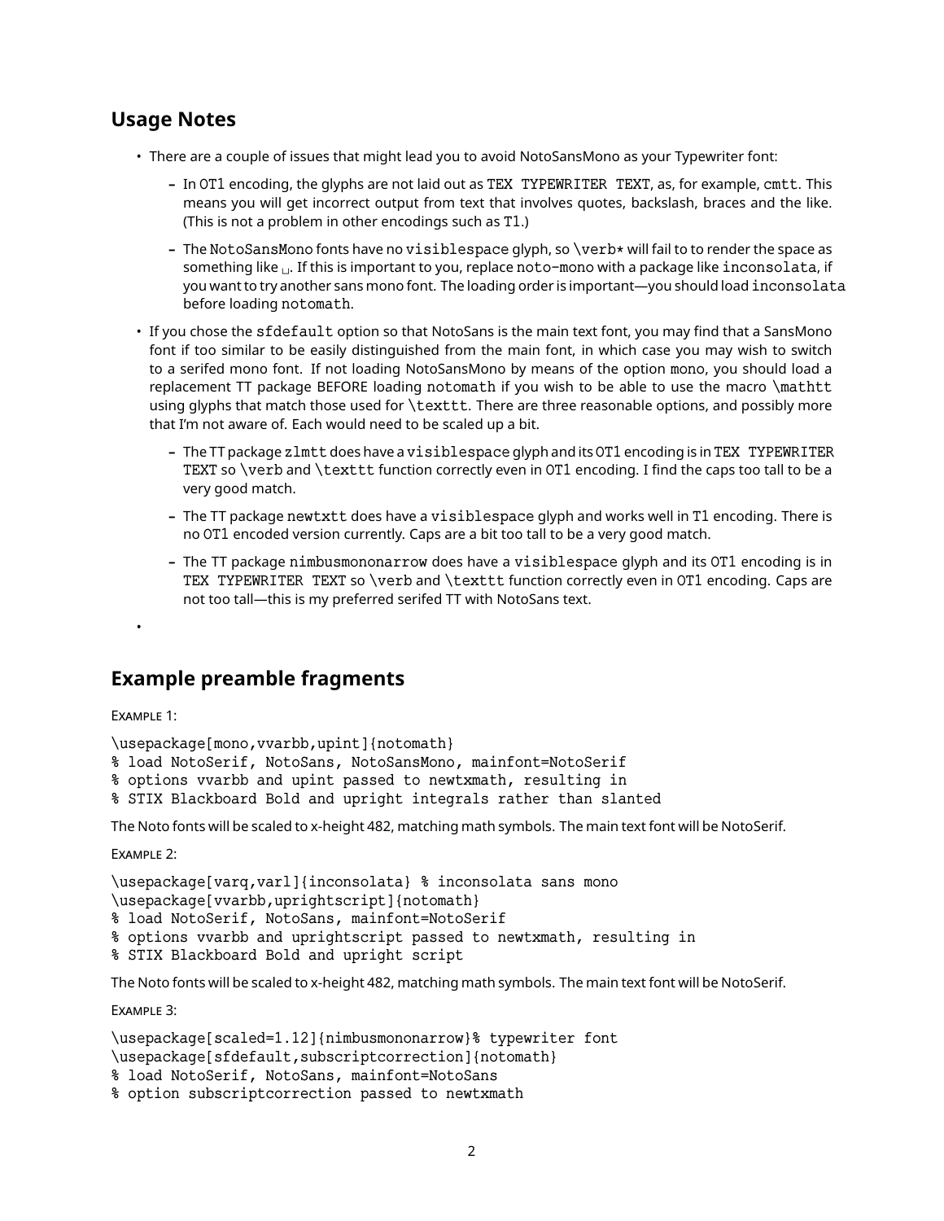## Usage Notes

- There are a couple of issues that might lead you to avoid NotoSansMono as your Typewriter font:
  - In `OT1` encoding, the glyphs are not laid out as `TEX TYPEWRITER TEXT`, as, for example, `cmtt`. This means you will get incorrect output from text that involves quotes, backslash, braces and the like. (This is not a problem in other encodings such as `T1`.)
  - The `NotoSansMono` fonts have no `visiblespace` glyph, so `\verb*` will fail to to render the space as something like ␣. If this is important to you, replace `noto-mono` with a package like `inconsolata`, if you want to try another sans mono font. The loading order is important—you should load `inconsolata` before loading `notomath`.
- If you chose the `sfdefault` option so that NotoSans is the main text font, you may find that a SansMono font if too similar to be easily distinguished from the main font, in which case you may wish to switch to a serifed mono font. If not loading NotoSansMono by means of the option `mono`, you should load a replacement TT package BEFORE loading `notomath` if you wish to be able to use the macro `\mathtt` using glyphs that match those used for `\texttt`. There are three reasonable options, and possibly more that I'm not aware of. Each would need to be scaled up a bit.
  - The TT package `zlmtt` does have a `visiblespace` glyph and its `OT1` encoding is in `TEX TYPEWRITER TEXT` so `\verb` and `\texttt` function correctly even in `OT1` encoding. I find the caps too tall to be a very good match.
  - The TT package `newtxtt` does have a `visiblespace` glyph and works well in `T1` encoding. There is no `OT1` encoded version currently. Caps are a bit too tall to be a very good match.
  - The TT package `nimbusmononarrow` does have a `visiblespace` glyph and its `OT1` encoding is in `TEX TYPEWRITER TEXT` so `\verb` and `\texttt` function correctly even in `OT1` encoding. Caps are not too tall—this is my preferred serifed TT with NotoSans text.
- 

## Example preamble fragments

Example 1:

```
\usepackage[mono,vvarbb,upint]{notomath}
% load NotoSerif, NotoSans, NotoSansMono, mainfont=NotoSerif
% options vvarbb and upint passed to newtxmath, resulting in
% STIX Blackboard Bold and upright integrals rather than slanted
```

The Noto fonts will be scaled to x-height 482, matching math symbols. The main text font will be NotoSerif.

Example 2:

```
\usepackage[varq,varl]{inconsolata} % inconsolata sans mono
\usepackage[vvarbb,uprightscript]{notomath}
% load NotoSerif, NotoSans, mainfont=NotoSerif
% options vvarbb and uprightscript passed to newtxmath, resulting in
% STIX Blackboard Bold and upright script
```

The Noto fonts will be scaled to x-height 482, matching math symbols. The main text font will be NotoSerif.

Example 3:

```
\usepackage[scaled=1.12]{nimbusmononarrow}% typewriter font
\usepackage[sfdefault,subscriptcorrection]{notomath}
% load NotoSerif, NotoSans, mainfont=NotoSans
% option subscriptcorrection passed to newtxmath
```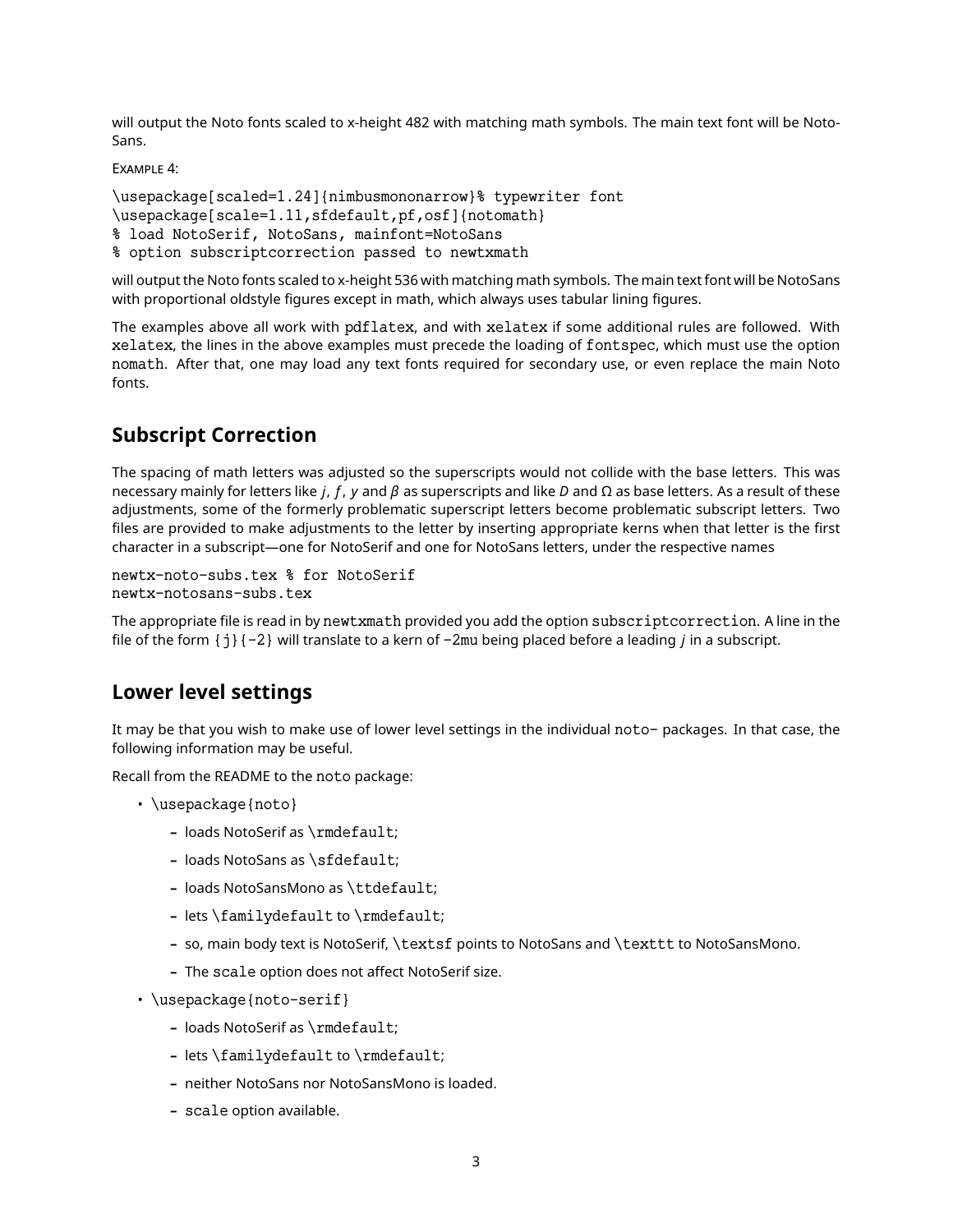will output the Noto fonts scaled to x-height 482 with matching math symbols. The main text font will be NotoSans.

EXAMPLE 4:

```
\usepackage[scaled=1.24]{nimbusmononarrow}% typewriter font
\usepackage[scale=1.11,sfdefault,pf,osf]{notomath}
% load NotoSerif, NotoSans, mainfont=NotoSans
% option subscriptcorrection passed to newtxmath
```

will output the Noto fonts scaled to x-height 536 with matching math symbols. The main text font will be NotoSans with proportional oldstyle figures except in math, which always uses tabular lining figures.

The examples above all work with `pdflatex`, and with `xelatex` if some additional rules are followed. With `xelatex`, the lines in the above examples must precede the loading of `fontspec`, which must use the option `nomath`. After that, one may load any text fonts required for secondary use, or even replace the main Noto fonts.

## Subscript Correction

The spacing of math letters was adjusted so the superscripts would not collide with the base letters. This was necessary mainly for letters like $j$, $f$, $y$ and $\beta$ as superscripts and like $D$ and $\Omega$ as base letters. As a result of these adjustments, some of the formerly problematic superscript letters become problematic subscript letters. Two files are provided to make adjustments to the letter by inserting appropriate kerns when that letter is the first character in a subscript—one for NotoSerif and one for NotoSans letters, under the respective names

```
newtx-noto-subs.tex % for NotoSerif
newtx-notosans-subs.tex
```

The appropriate file is read in by `newtxmath` provided you add the option `subscriptcorrection`. A line in the file of the form `{j}{-2}` will translate to a kern of `-2mu` being placed before a leading $j$ in a subscript.

## Lower level settings

It may be that you wish to make use of lower level settings in the individual `noto-` packages. In that case, the following information may be useful.

Recall from the README to the `noto` package:

- `\usepackage{noto}`
  - loads NotoSerif as `\rmdefault`;
  - loads NotoSans as `\sfdefault`;
  - loads NotoSansMono as `\ttdefault`;
  - lets `\familydefault` to `\rmdefault`;
  - so, main body text is NotoSerif, `\textsf` points to NotoSans and `\texttt` to NotoSansMono.
  - The `scale` option does not affect NotoSerif size.
- `\usepackage{noto-serif}`
  - loads NotoSerif as `\rmdefault`;
  - lets `\familydefault` to `\rmdefault`;
  - neither NotoSans nor NotoSansMono is loaded.
  - `scale` option available.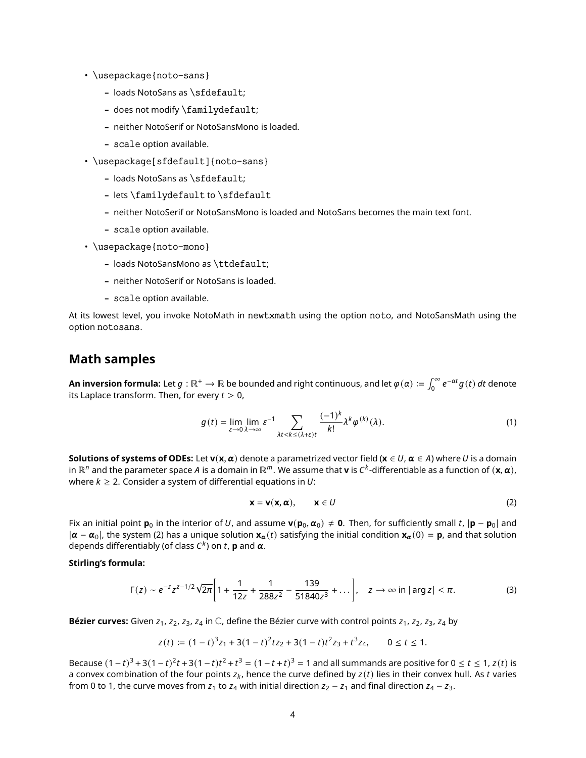- `\usepackage{noto-sans}`
  - loads NotoSans as `\sfdefault`;
  - does not modify `\familydefault`;
  - neither NotoSerif or NotoSansMono is loaded.
  - `scale` option available.
- `\usepackage[sfdefault]{noto-sans}`
  - loads NotoSans as `\sfdefault`;
  - lets `\familydefault` to `\sfdefault`
  - neither NotoSerif or NotoSansMono is loaded and NotoSans becomes the main text font.
  - `scale` option available.
- `\usepackage{noto-mono}`
  - loads NotoSansMono as `\ttdefault`;
  - neither NotoSerif or NotoSans is loaded.
  - `scale` option available.

At its lowest level, you invoke NotoMath in `newtxmath` using the option `noto`, and NotoSansMath using the option `notosans`.

## Math samples

**An inversion formula:** Let $g : \mathbb{R}^+ \to \mathbb{R}$ be bounded and right continuous, and let $\varphi(\alpha) \coloneqq \int_0^\infty e^{-\alpha t} g(t)\, dt$ denote its Laplace transform. Then, for every $t > 0$,

$$g(t) = \lim_{\varepsilon \to 0} \lim_{\lambda \to \infty} \varepsilon^{-1} \sum_{\lambda t < k \le (\lambda + \varepsilon) t} \frac{(-1)^k}{k!} \lambda^k \varphi^{(k)}(\lambda). \tag{1}$$

**Solutions of systems of ODEs:** Let $\mathbf{v}(\mathbf{x}, \boldsymbol{\alpha})$ denote a parametrized vector field ($\mathbf{x} \in U$, $\boldsymbol{\alpha} \in A$) where $U$ is a domain in $\mathbb{R}^n$ and the parameter space $A$ is a domain in $\mathbb{R}^m$. We assume that $\mathbf{v}$ is $C^k$-differentiable as a function of $(\mathbf{x}, \boldsymbol{\alpha})$, where $k \ge 2$. Consider a system of differential equations in $U$:

$$\mathbf{x} = \mathbf{v}(\mathbf{x}, \boldsymbol{\alpha}), \qquad \mathbf{x} \in U \tag{2}$$

Fix an initial point $\mathbf{p}_0$ in the interior of $U$, and assume $\mathbf{v}(\mathbf{p}_0, \boldsymbol{\alpha}_0) \ne \mathbf{0}$. Then, for sufficiently small $t$, $|\mathbf{p} - \mathbf{p}_0|$ and $|\boldsymbol{\alpha} - \boldsymbol{\alpha}_0|$, the system (2) has a unique solution $\mathbf{x}_{\boldsymbol{\alpha}}(t)$ satisfying the initial condition $\mathbf{x}_{\boldsymbol{\alpha}}(0) = \mathbf{p}$, and that solution depends differentiably (of class $C^k$) on $t$, $\mathbf{p}$ and $\boldsymbol{\alpha}$.

**Stirling's formula:**

$$\Gamma(z) \sim e^{-z} z^{z-1/2} \sqrt{2\pi} \left[ 1 + \frac{1}{12z} + \frac{1}{288z^2} - \frac{139}{51840z^3} + \dots \right], \quad z \to \infty \text{ in } |\arg z| < \pi. \tag{3}$$

**Bézier curves:** Given $z_1$, $z_2$, $z_3$, $z_4$ in $\mathbb{C}$, define the Bézier curve with control points $z_1$, $z_2$, $z_3$, $z_4$ by

$$z(t) \coloneqq (1-t)^3 z_1 + 3(1-t)^2 t z_2 + 3(1-t) t^2 z_3 + t^3 z_4, \qquad 0 \le t \le 1.$$

Because $(1-t)^3 + 3(1-t)^2 t + 3(1-t)t^2 + t^3 = (1-t+t)^3 = 1$ and all summands are positive for $0 \le t \le 1$, $z(t)$ is a convex combination of the four points $z_k$, hence the curve defined by $z(t)$ lies in their convex hull. As $t$ varies from 0 to 1, the curve moves from $z_1$ to $z_4$ with initial direction $z_2 - z_1$ and final direction $z_4 - z_3$.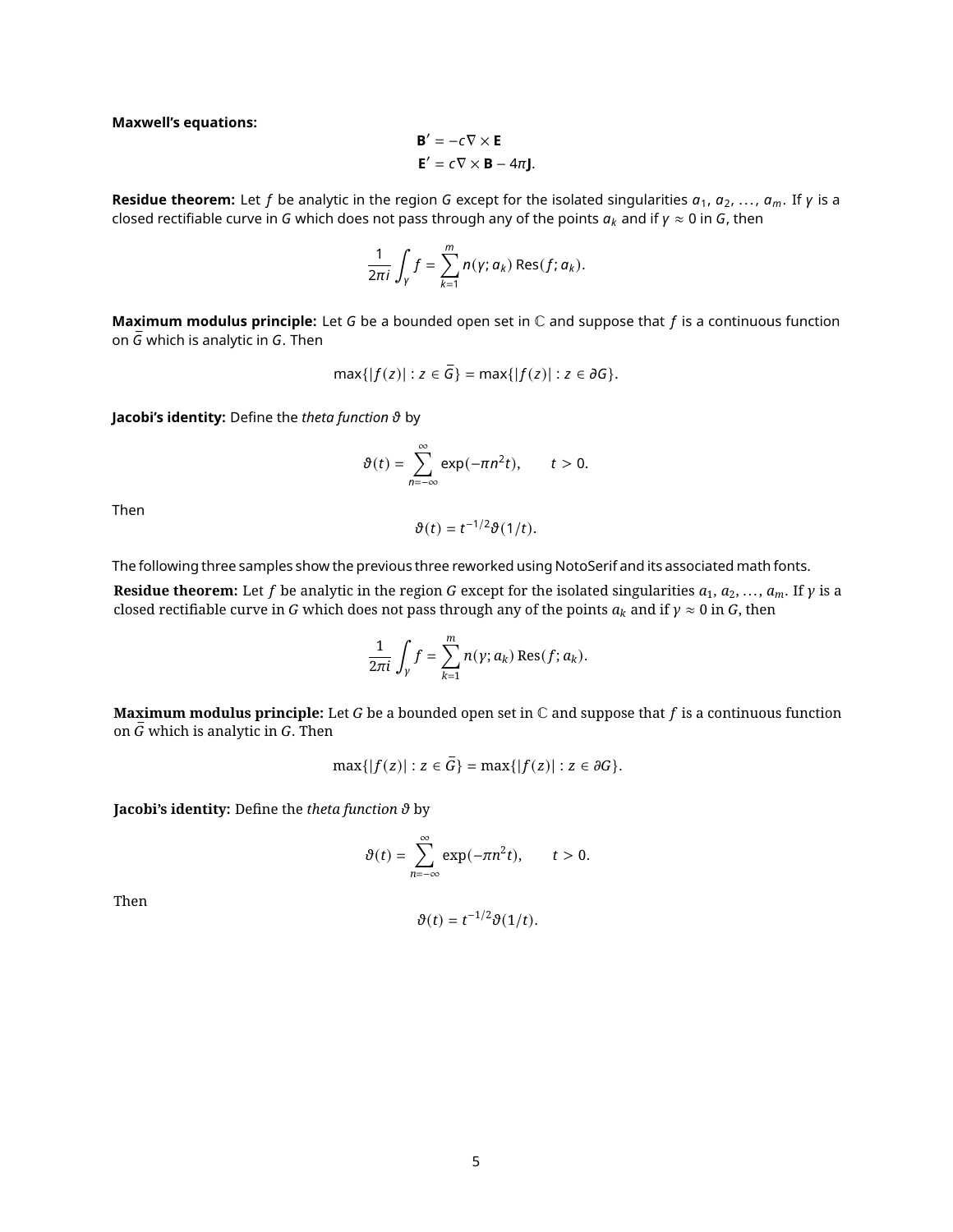**Maxwell's equations:**

$$\mathbf{B}' = -c\nabla \times \mathbf{E}$$
$$\mathbf{E}' = c\nabla \times \mathbf{B} - 4\pi\mathbf{J}.$$

**Residue theorem:** Let $f$ be analytic in the region $G$ except for the isolated singularities $a_1, a_2, \ldots, a_m$. If $\gamma$ is a closed rectifiable curve in $G$ which does not pass through any of the points $a_k$ and if $\gamma \approx 0$ in $G$, then

$$\frac{1}{2\pi i}\int_\gamma f = \sum_{k=1}^{m} n(\gamma; a_k)\,\mathrm{Res}(f; a_k).$$

**Maximum modulus principle:** Let $G$ be a bounded open set in $\mathbb{C}$ and suppose that $f$ is a continuous function on $\bar{G}$ which is analytic in $G$. Then

$$\max\{|f(z)| : z \in \bar{G}\} = \max\{|f(z)| : z \in \partial G\}.$$

**Jacobi's identity:** Define the *theta function* $\vartheta$ by

$$\vartheta(t) = \sum_{n=-\infty}^{\infty} \exp(-\pi n^2 t), \qquad t > 0.$$

Then

$$\vartheta(t) = t^{-1/2}\vartheta(1/t).$$

The following three samples show the previous three reworked using NotoSerif and its associated math fonts.

**Residue theorem:** Let $f$ be analytic in the region $G$ except for the isolated singularities $a_1, a_2, \ldots, a_m$. If $\gamma$ is a closed rectifiable curve in $G$ which does not pass through any of the points $a_k$ and if $\gamma \approx 0$ in $G$, then

$$\frac{1}{2\pi i}\int_\gamma f = \sum_{k=1}^{m} n(\gamma; a_k)\,\mathrm{Res}(f; a_k).$$

**Maximum modulus principle:** Let $G$ be a bounded open set in $\mathbb{C}$ and suppose that $f$ is a continuous function on $\bar{G}$ which is analytic in $G$. Then

$$\max\{|f(z)| : z \in \bar{G}\} = \max\{|f(z)| : z \in \partial G\}.$$

**Jacobi's identity:** Define the *theta function* $\vartheta$ by

$$\vartheta(t) = \sum_{n=-\infty}^{\infty} \exp(-\pi n^2 t), \qquad t > 0.$$

Then

$$\vartheta(t) = t^{-1/2}\vartheta(1/t).$$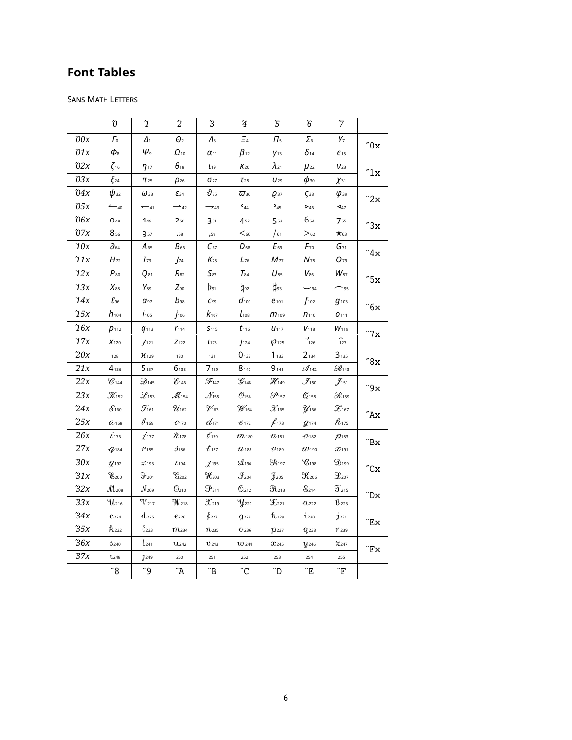# Font Tables

SANS MATH LETTERS

| | ´0 | ´1 | ´2 | ´3 | ´4 | ´5 | ´6 | ´7 | |
|---|---|---|---|---|---|---|---|---|---|
| ´00x | Γ 0 | Δ 1 | Θ 2 | Λ 3 | Ξ 4 | Π 5 | Σ 6 | Υ 7 | ˝0x |
| ´01x | Φ 8 | Ψ 9 | Ω 10 | α 11 | β 12 | γ 13 | δ 14 | ϵ 15 | |
| ´02x | ζ 16 | η 17 | θ 18 | ι 19 | κ 20 | λ 21 | μ 22 | ν 23 | ˝1x |
| ´03x | ξ 24 | π 25 | ρ 26 | σ 27 | τ 28 | υ 29 | ϕ 30 | χ 31 | |
| ´04x | ψ 32 | ω 33 | ε 34 | ϑ 35 | ϖ 36 | ϱ 37 | ς 38 | φ 39 | ˝2x |
| ´05x | ↼ 40 | ↽ 41 | ⇀ 42 | ⇁ 43 | ˓ 44 | ˒ 45 | ▹ 46 | ◃ 47 | |
| ´06x | 0 48 | 1 49 | 2 50 | 3 51 | 4 52 | 5 53 | 6 54 | 7 55 | ˝3x |
| ´07x | 8 56 | 9 57 | . 58 | , 59 | < 60 | / 61 | > 62 | ★ 63 | |
| ´10x | ∂ 64 | A 65 | B 66 | C 67 | D 68 | E 69 | F 70 | G 71 | ˝4x |
| ´11x | H 72 | I 73 | J 74 | K 75 | L 76 | M 77 | N 78 | O 79 | |
| ´12x | P 80 | Q 81 | R 82 | S 83 | T 84 | U 85 | V 86 | W 87 | ˝5x |
| ´13x | X 88 | Y 89 | Z 90 | ♭ 91 | ♮ 92 | ♯ 93 | ⌣ 94 | ⌢ 95 | |
| ´14x | ℓ 96 | a 97 | b 98 | c 99 | d 100 | e 101 | f 102 | g 103 | ˝6x |
| ´15x | h 104 | i 105 | j 106 | k 107 | l 108 | m 109 | n 110 | o 111 | |
| ´16x | p 112 | q 113 | r 114 | s 115 | t 116 | u 117 | v 118 | w 119 | ˝7x |
| ´17x | x 120 | y 121 | z 122 | ı 123 | ȷ 124 | ℘ 125 | ⃗ 126 | ⁀ 127 | |
| ´20x | 128 | ϰ 129 | 130 | 131 | 0 132 | 1 133 | 2 134 | 3 135 | ˝8x |
| ´21x | 4 136 | 5 137 | 6 138 | 7 139 | 8 140 | 9 141 | 𝒜 142 | ℬ 143 | |
| ´22x | 𝒞 144 | 𝒟 145 | ℰ 146 | ℱ 147 | 𝒢 148 | ℋ 149 | ℐ 150 | 𝒥 151 | ˝9x |
| ´23x | 𝒦 152 | ℒ 153 | ℳ 154 | 𝒩 155 | 𝒪 156 | 𝒫 157 | 𝒬 158 | ℛ 159 | |
| ´24x | 𝒮 160 | 𝒯 161 | 𝒰 162 | 𝒱 163 | 𝒲 164 | 𝒳 165 | 𝒴 166 | 𝒵 167 | ˝Ax |
| ´25x | 𝒶 168 | 𝒷 169 | 𝒸 170 | 𝒹 171 | ℯ 172 | 𝒻 173 | ℊ 174 | 𝒽 175 | |
| ´26x | 𝒾 176 | 𝒿 177 | 𝓀 178 | 𝓁 179 | 𝓂 180 | 𝓃 181 | ℴ 182 | 𝓅 183 | ˝Bx |
| ´27x | 𝓆 184 | 𝓇 185 | 𝓈 186 | 𝓉 187 | 𝓊 188 | 𝓋 189 | 𝓌 190 | 𝓍 191 | |
| ´30x | 𝓎 192 | 𝓏 193 | ı 194 | ȷ 195 | 𝓐 196 | 𝓑 197 | 𝓒 198 | 𝓓 199 | ˝Cx |
| ´31x | 𝓔 200 | 𝓕 201 | 𝓖 202 | 𝓗 203 | 𝓘 204 | 𝓙 205 | 𝓚 206 | 𝓛 207 | |
| ´32x | 𝓜 208 | 𝓝 209 | 𝓞 210 | 𝓟 211 | 𝓠 212 | 𝓡 213 | 𝓢 214 | 𝓣 215 | ˝Dx |
| ´33x | 𝓤 216 | 𝓥 217 | 𝓦 218 | 𝓧 219 | 𝓨 220 | 𝓩 221 | 𝓪 222 | 𝓫 223 | |
| ´34x | 𝓬 224 | 𝓭 225 | 𝓮 226 | 𝓯 227 | 𝓰 228 | 𝓱 229 | 𝓲 230 | 𝓳 231 | ˝Ex |
| ´35x | 𝓴 232 | 𝓵 233 | 𝓶 234 | 𝓷 235 | 𝓸 236 | 𝓹 237 | 𝓺 238 | 𝓻 239 | |
| ´36x | 𝓼 240 | 𝓽 241 | 𝓾 242 | 𝓿 243 | 𝔀 244 | 𝔁 245 | 𝔂 246 | 𝔃 247 | ˝Fx |
| ´37x | ı 248 | ȷ 249 | 250 | 251 | 252 | 253 | 254 | 255 | |
| | ˝8 | ˝9 | ˝A | ˝B | ˝C | ˝D | ˝E | ˝F | |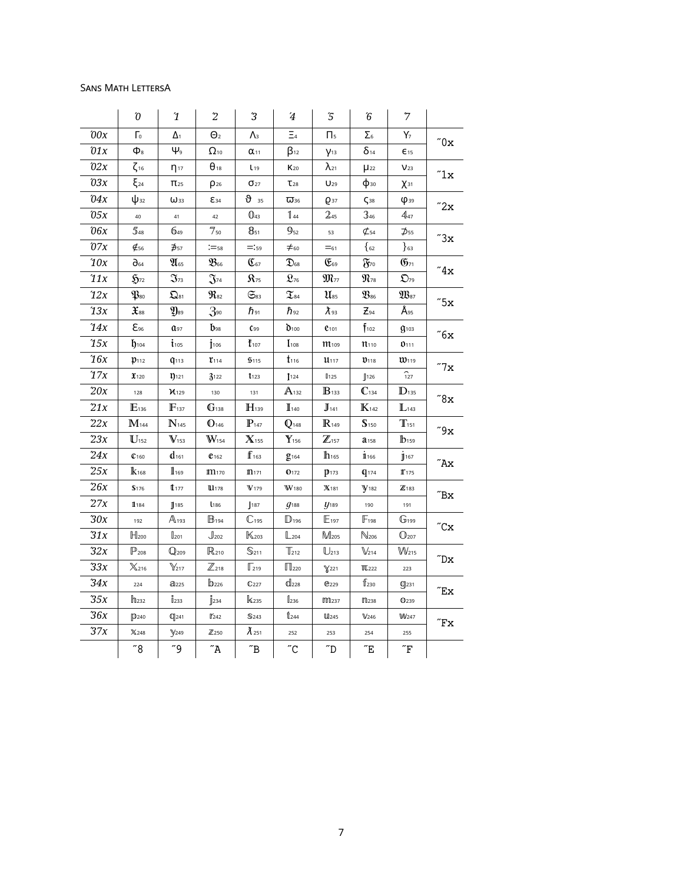Sans Math LettersA

| | ´0 | ´1 | ´2 | ´3 | ´4 | ´5 | ´6 | ´7 | |
|---|---|---|---|---|---|---|---|---|---|
| ´00x | Γ0 | Δ1 | Θ2 | Λ3 | Ξ4 | Π5 | Σ6 | Υ7 | ˝0x |
| ´01x | Φ8 | Ψ9 | Ω10 | α11 | β12 | γ13 | δ14 | ϵ15 | |
| ´02x | ζ16 | η17 | θ18 | ι19 | κ20 | λ21 | μ22 | ν23 | ˝1x |
| ´03x | ξ24 | π25 | ρ26 | σ27 | τ28 | υ29 | ϕ30 | χ31 | |
| ´04x | ψ32 | ω33 | ε34 | ϑ35 | ϖ36 | ϱ37 | ς38 | φ39 | ˝2x |
| ´05x | 40 | 41 | 42 | 𝟘43 | 𝟙44 | 𝟚45 | 𝟛46 | 𝟜47 | |
| ´06x | 𝟝48 | 𝟞49 | 𝟟50 | 𝟠51 | 𝟡52 | 53 | ⊄54 | ⊅55 | ˝3x |
| ´07x | ∉56 | ⊅57 | :=58 | =:59 | ≠60 | =61 | {62 | }63 | |
| ´10x | ∂64 | 𝔄65 | 𝔅66 | ℭ67 | 𝔇68 | 𝔈69 | 𝔉70 | 𝔊71 | ˝4x |
| ´11x | ℌ72 | ℑ73 | 𝔍74 | 𝔎75 | 𝔏76 | 𝔐77 | 𝔑78 | 𝔒79 | |
| ´12x | 𝔓80 | 𝔔81 | ℜ82 | 𝔖83 | 𝔗84 | 𝔘85 | 𝔙86 | 𝔚87 | ˝5x |
| ´13x | 𝔛88 | 𝔜89 | ℨ90 | ℏ91 | ℏ92 | ƛ93 | Ƶ94 | Å95 | |
| ´14x | Ɛ96 | 𝔞97 | 𝔟98 | 𝔠99 | 𝔡100 | 𝔢101 | 𝔣102 | 𝔤103 | ˝6x |
| ´15x | 𝔥104 | 𝔦105 | 𝔧106 | 𝔨107 | 𝔩108 | 𝔪109 | 𝔫110 | 𝔬111 | |
| ´16x | 𝔭112 | 𝔮113 | 𝔯114 | 𝔰115 | 𝔱116 | 𝔲117 | 𝔳118 | 𝔴119 | ˝7x |
| ´17x | 𝔵120 | 𝔶121 | 𝔷122 | ı123 | ȷ124 | 𝕚125 | 𝕛126 | ⁀127 | |
| ´20x | 128 | ϰ129 | 130 | 131 | 𝔸132 | 𝔹133 | ℂ134 | 𝔻135 | ˝8x |
| ´21x | 𝔼136 | 𝔽137 | 𝔾138 | ℍ139 | 𝕀140 | 𝕁141 | 𝕂142 | 𝕃143 | |
| ´22x | 𝕄144 | ℕ145 | 𝕆146 | ℙ147 | ℚ148 | ℝ149 | 𝕊150 | 𝕋151 | ˝9x |
| ´23x | 𝕌152 | 𝕍153 | 𝕎154 | 𝕏155 | 𝕐156 | ℤ157 | 𝕒158 | 𝕓159 | |
| ´24x | 𝕔160 | 𝕕161 | 𝕖162 | 𝕗163 | 𝕘164 | 𝕙165 | 𝕚166 | 𝕛167 | ˝Ax |
| ´25x | 𝕜168 | 𝕝169 | 𝕞170 | 𝕟171 | 𝕠172 | 𝕡173 | 𝕢174 | 𝕣175 | |
| ´26x | 𝕤176 | 𝕥177 | 𝕦178 | 𝕧179 | 𝕨180 | 𝕩181 | 𝕪182 | 𝕫183 | ˝Bx |
| ´27x | 𝕚184 | 𝕛185 | ı186 | ȷ187 | ℊ188 | 𝓎189 | 190 | 191 | |
| ´30x | 192 | 𝔸193 | 𝔹194 | ℂ195 | 𝔻196 | 𝔼197 | 𝔽198 | 𝔾199 | ˝Cx |
| ´31x | ℍ200 | 𝕀201 | 𝕁202 | 𝕂203 | 𝕃204 | 𝕄205 | ℕ206 | 𝕆207 | |
| ´32x | ℙ208 | ℚ209 | ℝ210 | 𝕊211 | 𝕋212 | 𝕌213 | 𝕍214 | 𝕎215 | ˝Dx |
| ´33x | 𝕏216 | 𝕐217 | ℤ218 | ℾ219 | ℿ220 | ℽ221 | 𝕞222 | 223 | |
| ´34x | 224 | 𝕒225 | 𝕓226 | 𝕔227 | 𝕕228 | 𝕖229 | 𝕗230 | 𝕘231 | ˝Ex |
| ´35x | 𝕙232 | 𝕚233 | 𝕛234 | 𝕜235 | 𝕝236 | 𝕞237 | 𝕟238 | 𝕠239 | |
| ´36x | 𝕡240 | 𝕢241 | 𝕣242 | 𝕤243 | 𝕥244 | 𝕦245 | 𝕧246 | 𝕨247 | ˝Fx |
| ´37x | 𝕩248 | 𝕪249 | 𝕫250 | ƛ251 | 252 | 253 | 254 | 255 | |
| | ˝8 | ˝9 | ˝A | ˝B | ˝C | ˝D | ˝E | ˝F | |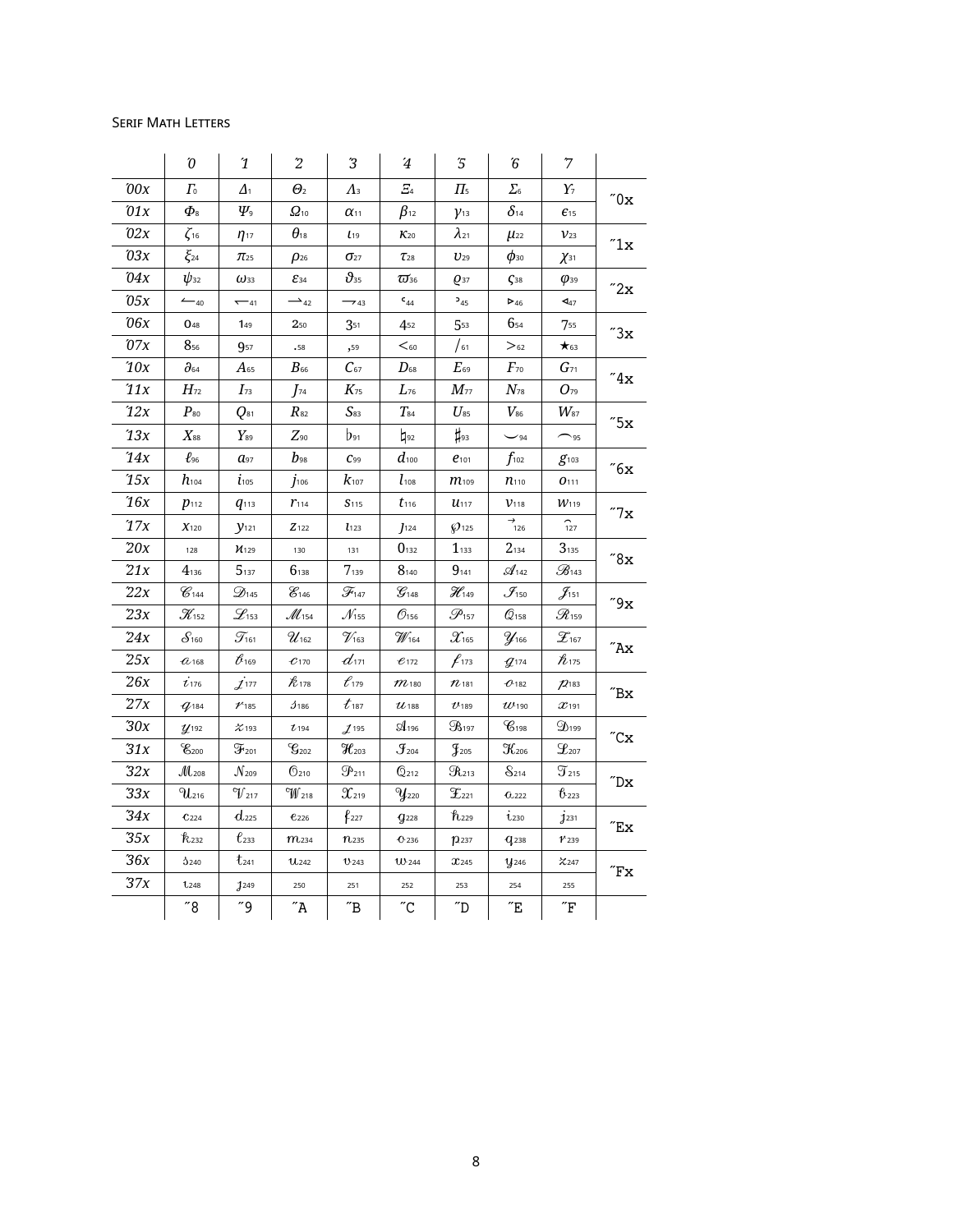SERIF MATH LETTERS

| | ´0 | ´1 | ´2 | ´3 | ´4 | ´5 | ´6 | ´7 | |
|---|---|---|---|---|---|---|---|---|---|
| ´00x | $\Gamma$ 0 | $\Delta$ 1 | $\Theta$ 2 | $\Lambda$ 3 | $\Xi$ 4 | $\Pi$ 5 | $\Sigma$ 6 | $\Upsilon$ 7 | ˝0x |
| ´01x | $\Phi$ 8 | $\Psi$ 9 | $\Omega$ 10 | $\alpha$ 11 | $\beta$ 12 | $\gamma$ 13 | $\delta$ 14 | $\epsilon$ 15 | |
| ´02x | $\zeta$ 16 | $\eta$ 17 | $\theta$ 18 | $\iota$ 19 | $\kappa$ 20 | $\lambda$ 21 | $\mu$ 22 | $\nu$ 23 | ˝1x |
| ´03x | $\xi$ 24 | $\pi$ 25 | $\rho$ 26 | $\sigma$ 27 | $\tau$ 28 | $\upsilon$ 29 | $\phi$ 30 | $\chi$ 31 | |
| ´04x | $\psi$ 32 | $\omega$ 33 | $\varepsilon$ 34 | $\vartheta$ 35 | $\varpi$ 36 | $\varrho$ 37 | $\varsigma$ 38 | $\varphi$ 39 | ˝2x |
| ´05x | $\leftharpoonup$ 40 | $\leftharpoondown$ 41 | $\rightharpoonup$ 42 | $\rightharpoondown$ 43 | ˓ 44 | ˒ 45 | $\triangleright$ 46 | $\triangleleft$ 47 | |
| ´06x | 0 48 | 1 49 | 2 50 | 3 51 | 4 52 | 5 53 | 6 54 | 7 55 | ˝3x |
| ´07x | 8 56 | 9 57 | . 58 | , 59 | $<$ 60 | / 61 | $>$ 62 | $\star$ 63 | |
| ´10x | $\partial$ 64 | $A$ 65 | $B$ 66 | $C$ 67 | $D$ 68 | $E$ 69 | $F$ 70 | $G$ 71 | ˝4x |
| ´11x | $H$ 72 | $I$ 73 | $J$ 74 | $K$ 75 | $L$ 76 | $M$ 77 | $N$ 78 | $O$ 79 | |
| ´12x | $P$ 80 | $Q$ 81 | $R$ 82 | $S$ 83 | $T$ 84 | $U$ 85 | $V$ 86 | $W$ 87 | ˝5x |
| ´13x | $X$ 88 | $Y$ 89 | $Z$ 90 | $\flat$ 91 | $\natural$ 92 | $\sharp$ 93 | $\smile$ 94 | $\frown$ 95 | |
| ´14x | $\ell$ 96 | $a$ 97 | $b$ 98 | $c$ 99 | $d$ 100 | $e$ 101 | $f$ 102 | $g$ 103 | ˝6x |
| ´15x | $h$ 104 | $i$ 105 | $j$ 106 | $k$ 107 | $l$ 108 | $m$ 109 | $n$ 110 | $o$ 111 | |
| ´16x | $p$ 112 | $q$ 113 | $r$ 114 | $s$ 115 | $t$ 116 | $u$ 117 | $v$ 118 | $w$ 119 | ˝7x |
| ´17x | $x$ 120 | $y$ 121 | $z$ 122 | $\imath$ 123 | $\jmath$ 124 | $\wp$ 125 | $\vec{}$ 126 | $\frown$ 127 | |
| ´20x | 128 | $\varkappa$ 129 | 130 | 131 | 0 132 | 1 133 | 2 134 | 3 135 | ˝8x |
| ´21x | 4 136 | 5 137 | 6 138 | 7 139 | 8 140 | 9 141 | $\mathscr{A}$ 142 | $\mathscr{B}$ 143 | |
| ´22x | $\mathscr{C}$ 144 | $\mathscr{D}$ 145 | $\mathscr{E}$ 146 | $\mathscr{F}$ 147 | $\mathscr{G}$ 148 | $\mathscr{H}$ 149 | $\mathscr{I}$ 150 | $\mathscr{J}$ 151 | ˝9x |
| ´23x | $\mathscr{K}$ 152 | $\mathscr{L}$ 153 | $\mathscr{M}$ 154 | $\mathscr{N}$ 155 | $\mathscr{O}$ 156 | $\mathscr{P}$ 157 | $\mathscr{Q}$ 158 | $\mathscr{R}$ 159 | |
| ´24x | $\mathscr{S}$ 160 | $\mathscr{T}$ 161 | $\mathscr{U}$ 162 | $\mathscr{V}$ 163 | $\mathscr{W}$ 164 | $\mathscr{X}$ 165 | $\mathscr{Y}$ 166 | $\mathscr{Z}$ 167 | ˝Ax |
| ´25x | $\mathscr{a}$ 168 | $\mathscr{b}$ 169 | $\mathscr{c}$ 170 | $\mathscr{d}$ 171 | $\mathscr{e}$ 172 | $\mathscr{f}$ 173 | $\mathscr{g}$ 174 | $\mathscr{h}$ 175 | |
| ´26x | $\mathscr{i}$ 176 | $\mathscr{j}$ 177 | $\mathscr{k}$ 178 | $\mathscr{l}$ 179 | $\mathscr{m}$ 180 | $\mathscr{n}$ 181 | $\mathscr{o}$ 182 | $\mathscr{p}$ 183 | ˝Bx |
| ´27x | $\mathscr{q}$ 184 | $\mathscr{r}$ 185 | $\mathscr{s}$ 186 | $\mathscr{t}$ 187 | $\mathscr{u}$ 188 | $\mathscr{v}$ 189 | $\mathscr{w}$ 190 | $\mathscr{x}$ 191 | |
| ´30x | $\mathscr{y}$ 192 | $\mathscr{z}$ 193 | $\mathscr{\imath}$ 194 | $\mathscr{\jmath}$ 195 | $\mathcal{A}$ 196 | $\mathcal{B}$ 197 | $\mathcal{C}$ 198 | $\mathcal{D}$ 199 | ˝Cx |
| ´31x | $\mathcal{E}$ 200 | $\mathcal{F}$ 201 | $\mathcal{G}$ 202 | $\mathcal{H}$ 203 | $\mathcal{I}$ 204 | $\mathcal{J}$ 205 | $\mathcal{K}$ 206 | $\mathcal{L}$ 207 | |
| ´32x | $\mathcal{M}$ 208 | $\mathcal{N}$ 209 | $\mathcal{O}$ 210 | $\mathcal{P}$ 211 | $\mathcal{Q}$ 212 | $\mathcal{R}$ 213 | $\mathcal{S}$ 214 | $\mathcal{T}$ 215 | ˝Dx |
| ´33x | $\mathcal{U}$ 216 | $\mathcal{V}$ 217 | $\mathcal{W}$ 218 | $\mathcal{X}$ 219 | $\mathcal{Y}$ 220 | $\mathcal{Z}$ 221 | $\mathcal{a}$ 222 | $\mathcal{b}$ 223 | |
| ´34x | $\mathcal{c}$ 224 | $\mathcal{d}$ 225 | $\mathcal{e}$ 226 | $\mathcal{f}$ 227 | $\mathcal{g}$ 228 | $\mathcal{h}$ 229 | $\mathcal{i}$ 230 | $\mathcal{j}$ 231 | ˝Ex |
| ´35x | $\mathcal{k}$ 232 | $\mathcal{l}$ 233 | $\mathcal{m}$ 234 | $\mathcal{n}$ 235 | $\mathcal{o}$ 236 | $\mathcal{p}$ 237 | $\mathcal{q}$ 238 | $\mathcal{r}$ 239 | |
| ´36x | $\mathcal{s}$ 240 | $\mathcal{t}$ 241 | $\mathcal{u}$ 242 | $\mathcal{v}$ 243 | $\mathcal{w}$ 244 | $\mathcal{x}$ 245 | $\mathcal{y}$ 246 | $\mathcal{z}$ 247 | ˝Fx |
| ´37x | $\mathcal{\imath}$ 248 | $\mathcal{\jmath}$ 249 | 250 | 251 | 252 | 253 | 254 | 255 | |
| | ˝8 | ˝9 | ˝A | ˝B | ˝C | ˝D | ˝E | ˝F | |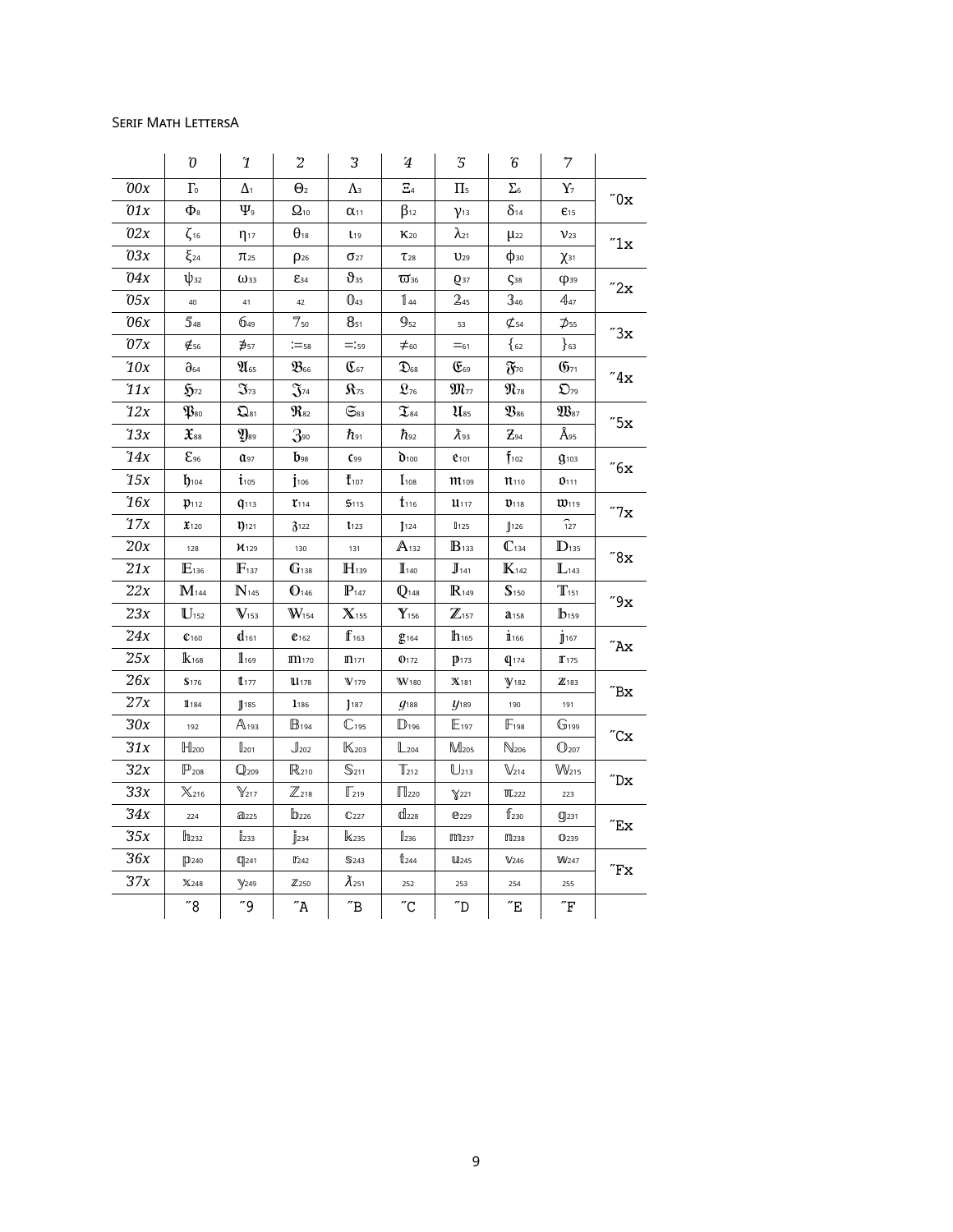SERIF MATH LETTERSA

| | ′0 | ′1 | ′2 | ′3 | ′4 | ′5 | ′6 | ′7 | |
|---|---|---|---|---|---|---|---|---|---|
| ′00x | Γ0 | Δ1 | Θ2 | Λ3 | Ξ4 | Π5 | Σ6 | ϒ7 | ″0x |
| ′01x | Φ8 | Ψ9 | Ω10 | α11 | β12 | γ13 | δ14 | ϵ15 | |
| ′02x | ζ16 | η17 | θ18 | ι19 | κ20 | λ21 | μ22 | ν23 | ″1x |
| ′03x | ξ24 | π25 | ρ26 | σ27 | τ28 | υ29 | ϕ30 | χ31 | |
| ′04x | ψ32 | ω33 | ε34 | ϑ35 | ϖ36 | ϱ37 | ς38 | φ39 | ″2x |
| ′05x | 40 | 41 | 42 | 𝟘43 | 𝟙44 | 𝟚45 | 𝟛46 | 𝟜47 | |
| ′06x | 𝟝48 | 𝟞49 | 𝟟50 | 𝟠51 | 𝟡52 | 53 | ⊄54 | ⊅55 | ″3x |
| ′07x | ∉56 | ∌57 | ≔58 | ≕59 | ≠60 | =61 | {62 | }63 | |
| ′10x | ∂64 | 𝔄65 | 𝔅66 | ℭ67 | 𝔇68 | 𝔈69 | 𝔉70 | 𝔊71 | ″4x |
| ′11x | ℌ72 | ℑ73 | 𝔍74 | 𝔎75 | 𝔏76 | 𝔐77 | 𝔑78 | 𝔒79 | |
| ′12x | 𝔓80 | 𝔔81 | ℜ82 | 𝔖83 | 𝔗84 | 𝔘85 | 𝔙86 | 𝔚87 | ″5x |
| ′13x | 𝔛88 | 𝔜89 | ℨ90 | ℏ91 | ℏ92 | ƛ93 | Ƶ94 | Å95 | |
| ′14x | ℰ96 | 𝔞97 | 𝔟98 | 𝔠99 | 𝔡100 | 𝔢101 | 𝔣102 | 𝔤103 | ″6x |
| ′15x | 𝔥104 | 𝔦105 | 𝔧106 | 𝔨107 | 𝔩108 | 𝔪109 | 𝔫110 | 𝔬111 | |
| ′16x | 𝔭112 | 𝔮113 | 𝔯114 | 𝔰115 | 𝔱116 | 𝔲117 | 𝔳118 | 𝔴119 | ″7x |
| ′17x | 𝔵120 | 𝔶121 | 𝔷122 | 𝔦123 | 𝔧124 | 𝕚125 | 𝕛126 | ⌢127 | |
| ′20x | 128 | ϰ129 | 130 | 131 | 𝔸132 | 𝔹133 | ℂ134 | 𝔻135 | ″8x |
| ′21x | 𝔼136 | 𝔽137 | 𝔾138 | ℍ139 | 𝕀140 | 𝕁141 | 𝕂142 | 𝕃143 | |
| ′22x | 𝕄144 | ℕ145 | 𝕆146 | ℙ147 | ℚ148 | ℝ149 | 𝕊150 | 𝕋151 | ″9x |
| ′23x | 𝕌152 | 𝕍153 | 𝕎154 | 𝕏155 | 𝕐156 | ℤ157 | 𝕒158 | 𝕓159 | |
| ′24x | 𝕔160 | 𝕕161 | 𝕖162 | 𝕗163 | 𝕘164 | 𝕙165 | 𝕚166 | 𝕛167 | ″Ax |
| ′25x | 𝕜168 | 𝕝169 | 𝕞170 | 𝕟171 | 𝕠172 | 𝕡173 | 𝕢174 | 𝕣175 | |
| ′26x | 𝕤176 | 𝕥177 | 𝕦178 | 𝕧179 | 𝕨180 | 𝕩181 | 𝕪182 | 𝕫183 | ″Bx |
| ′27x | 𝕚184 | 𝕛185 | ı186 | ȷ187 | 𝑔188 | 𝑦189 | 190 | 191 | |
| ′30x | 192 | 𝔸193 | 𝔹194 | ℂ195 | 𝔻196 | 𝔼197 | 𝔽198 | 𝔾199 | ″Cx |
| ′31x | ℍ200 | 𝕀201 | 𝕁202 | 𝕂203 | 𝕃204 | 𝕄205 | ℕ206 | 𝕆207 | |
| ′32x | ℙ208 | ℚ209 | ℝ210 | 𝕊211 | 𝕋212 | 𝕌213 | 𝕍214 | 𝕎215 | ″Dx |
| ′33x | 𝕏216 | 𝕐217 | ℤ218 | ℾ219 | ℿ220 | ℽ221 | 𝕞222 | 223 | |
| ′34x | 224 | 𝕒225 | 𝕓226 | 𝕔227 | 𝕕228 | 𝕖229 | 𝕗230 | 𝕘231 | ″Ex |
| ′35x | 𝕙232 | 𝕚233 | 𝕛234 | 𝕜235 | 𝕝236 | 𝕞237 | 𝕟238 | 𝕠239 | |
| ′36x | 𝕡240 | 𝕢241 | 𝕣242 | 𝕤243 | 𝕥244 | 𝕦245 | 𝕧246 | 𝕨247 | ″Fx |
| ′37x | 𝕩248 | 𝕪249 | 𝕫250 | ƛ251 | 252 | 253 | 254 | 255 | |
| | ″8 | ″9 | ″A | ″B | ″C | ″D | ″E | ″F | |